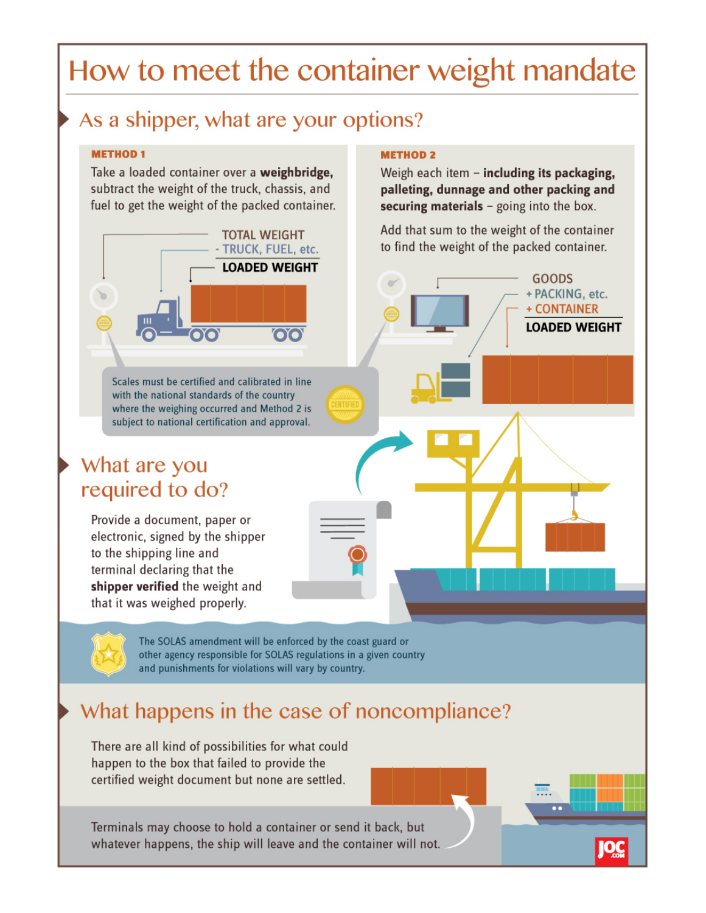# How to meet the container weight mandate

## As a shipper, what are your options?

**METHOD 1**

Take a loaded container over a **weighbridge,** subtract the weight of the truck, chassis, and fuel to get the weight of the packed container.

TOTAL WEIGHT
- TRUCK, FUEL, etc.
LOADED WEIGHT

**METHOD 2**

Weigh each item – **including its packaging, palleting, dunnage and other packing and securing materials** – going into the box.

Add that sum to the weight of the container to find the weight of the packed container.

GOODS
+ PACKING, etc.
+ CONTAINER
LOADED WEIGHT

Scales must be certified and calibrated in line with the national standards of the country where the weighing occurred and Method 2 is subject to national certification and approval.

CERTIFIED

## What are you required to do?

Provide a document, paper or electronic, signed by the shipper to the shipping line and terminal declaring that the **shipper verified** the weight and that it was weighed properly.

The SOLAS amendment will be enforced by the coast guard or other agency responsible for SOLAS regulations in a given country and punishments for violations will vary by country.

## What happens in the case of noncompliance?

There are all kind of possibilities for what could happen to the box that failed to provide the certified weight document but none are settled.

Terminals may choose to hold a container or send it back, but whatever happens, the ship will leave and the container will not.

JOC.COM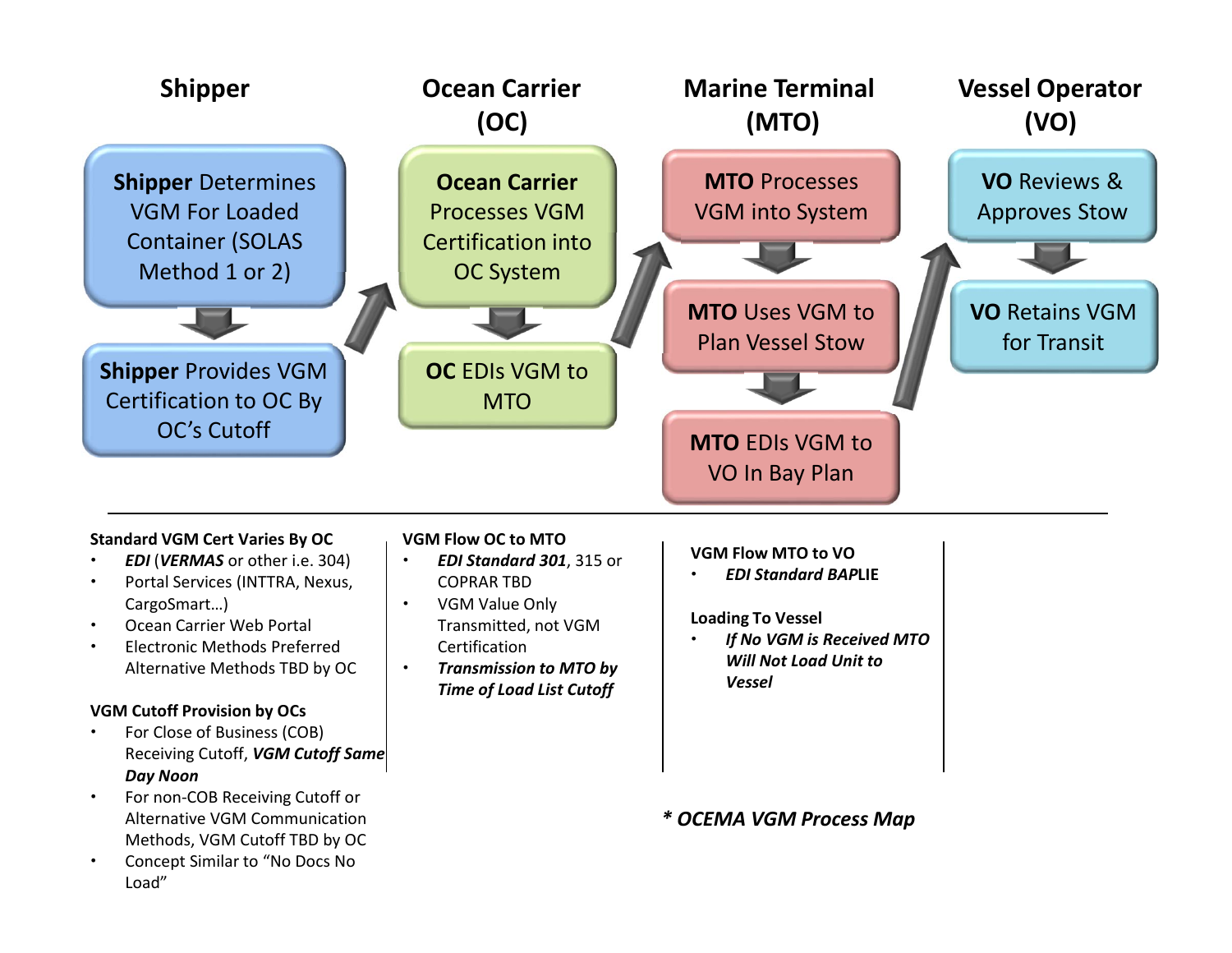## Shipper

**Shipper** Determines VGM For Loaded Container (SOLAS Method 1 or 2)

**Shipper** Provides VGM Certification to OC By OC's Cutoff

## Ocean Carrier (OC)

**Ocean Carrier** Processes VGM Certification into OC System

**OC** EDIs VGM to MTO

## Marine Terminal (MTO)

**MTO** Processes VGM into System

**MTO** Uses VGM to Plan Vessel Stow

**MTO** EDIs VGM to VO In Bay Plan

## Vessel Operator (VO)

**VO** Reviews & Approves Stow

**VO** Retains VGM for Transit

---

**Standard VGM Cert Varies By OC**

- ***EDI*** (***VERMAS*** or other i.e. 304)
- Portal Services (INTTRA, Nexus, CargoSmart…)
- Ocean Carrier Web Portal
- Electronic Methods Preferred Alternative Methods TBD by OC

**VGM Cutoff Provision by OCs**

- For Close of Business (COB) Receiving Cutoff, ***VGM Cutoff Same Day Noon***
- For non-COB Receiving Cutoff or Alternative VGM Communication Methods, VGM Cutoff TBD by OC
- Concept Similar to "No Docs No Load"

**VGM Flow OC to MTO**

- ***EDI Standard 301***, 315 or COPRAR TBD
- VGM Value Only Transmitted, not VGM Certification
- ***Transmission to MTO by Time of Load List Cutoff***

**VGM Flow MTO to VO**

- ***EDI Standard BAPLIE***

**Loading To Vessel**

- ***If No VGM is Received MTO Will Not Load Unit to Vessel***

*** OCEMA VGM Process Map***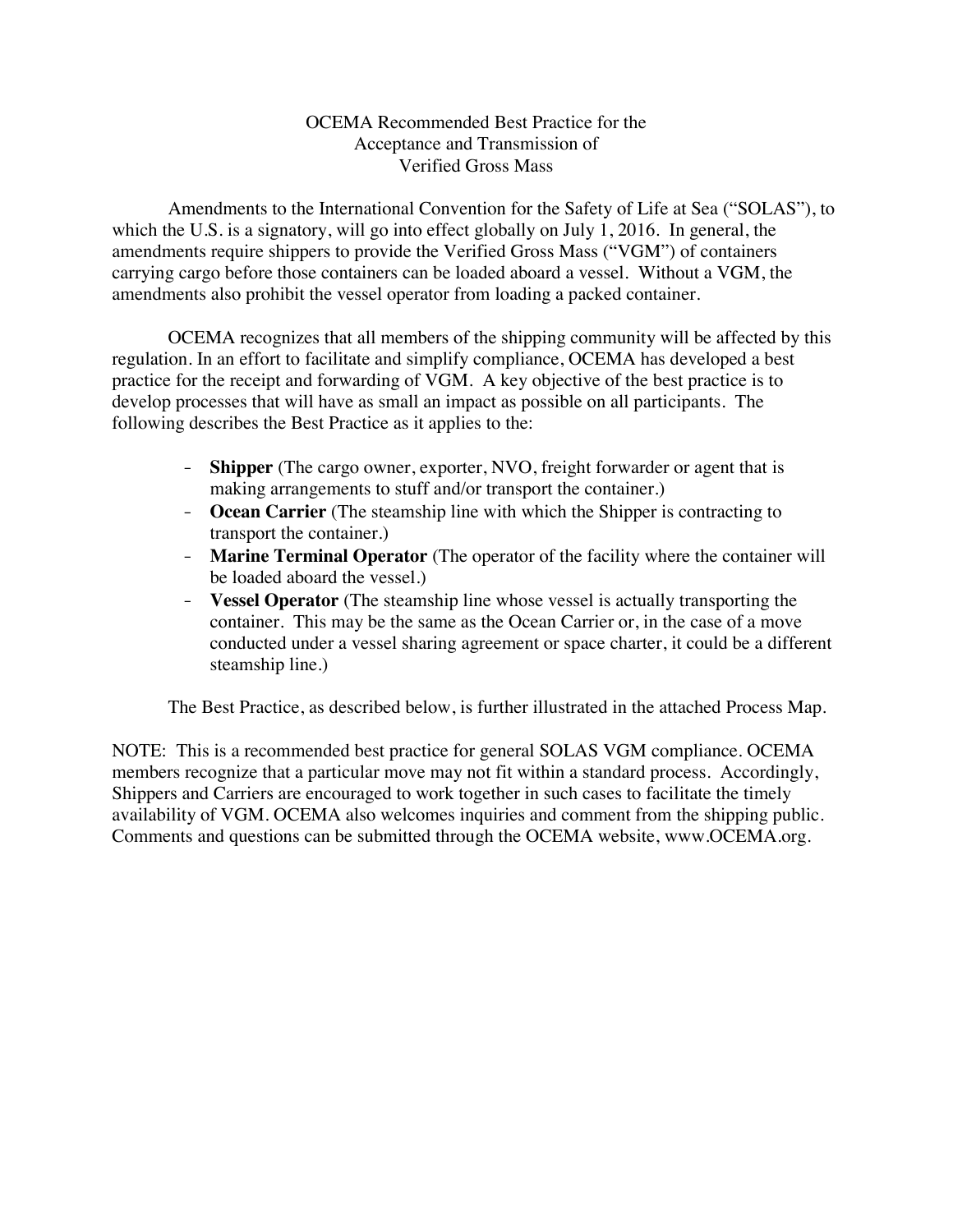# OCEMA Recommended Best Practice for the Acceptance and Transmission of Verified Gross Mass

Amendments to the International Convention for the Safety of Life at Sea ("SOLAS"), to which the U.S. is a signatory, will go into effect globally on July 1, 2016. In general, the amendments require shippers to provide the Verified Gross Mass ("VGM") of containers carrying cargo before those containers can be loaded aboard a vessel. Without a VGM, the amendments also prohibit the vessel operator from loading a packed container.

OCEMA recognizes that all members of the shipping community will be affected by this regulation. In an effort to facilitate and simplify compliance, OCEMA has developed a best practice for the receipt and forwarding of VGM. A key objective of the best practice is to develop processes that will have as small an impact as possible on all participants. The following describes the Best Practice as it applies to the:

- **Shipper** (The cargo owner, exporter, NVO, freight forwarder or agent that is making arrangements to stuff and/or transport the container.)
- **Ocean Carrier** (The steamship line with which the Shipper is contracting to transport the container.)
- **Marine Terminal Operator** (The operator of the facility where the container will be loaded aboard the vessel.)
- **Vessel Operator** (The steamship line whose vessel is actually transporting the container. This may be the same as the Ocean Carrier or, in the case of a move conducted under a vessel sharing agreement or space charter, it could be a different steamship line.)

The Best Practice, as described below, is further illustrated in the attached Process Map.

NOTE: This is a recommended best practice for general SOLAS VGM compliance. OCEMA members recognize that a particular move may not fit within a standard process. Accordingly, Shippers and Carriers are encouraged to work together in such cases to facilitate the timely availability of VGM. OCEMA also welcomes inquiries and comment from the shipping public. Comments and questions can be submitted through the OCEMA website, www.OCEMA.org.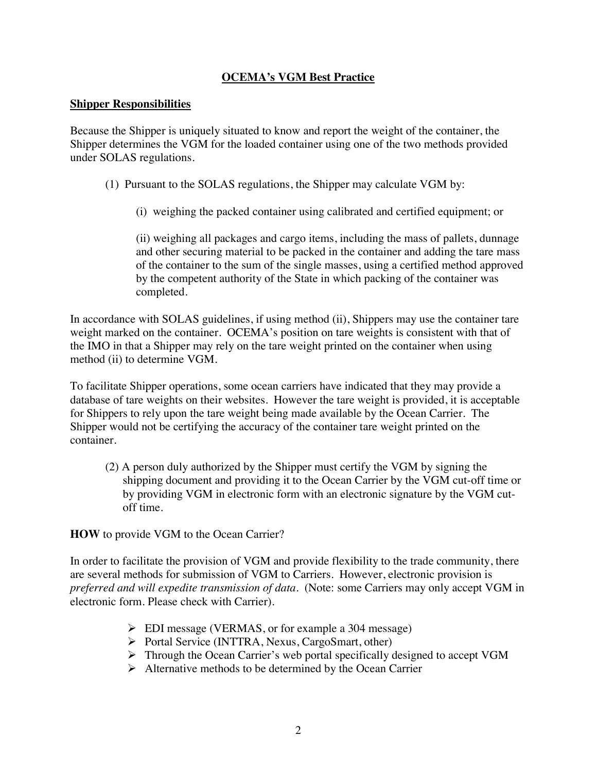## OCEMA's VGM Best Practice

### Shipper Responsibilities

Because the Shipper is uniquely situated to know and report the weight of the container, the Shipper determines the VGM for the loaded container using one of the two methods provided under SOLAS regulations.

(1) Pursuant to the SOLAS regulations, the Shipper may calculate VGM by:

(i) weighing the packed container using calibrated and certified equipment; or

(ii) weighing all packages and cargo items, including the mass of pallets, dunnage and other securing material to be packed in the container and adding the tare mass of the container to the sum of the single masses, using a certified method approved by the competent authority of the State in which packing of the container was completed.

In accordance with SOLAS guidelines, if using method (ii), Shippers may use the container tare weight marked on the container. OCEMA's position on tare weights is consistent with that of the IMO in that a Shipper may rely on the tare weight printed on the container when using method (ii) to determine VGM.

To facilitate Shipper operations, some ocean carriers have indicated that they may provide a database of tare weights on their websites. However the tare weight is provided, it is acceptable for Shippers to rely upon the tare weight being made available by the Ocean Carrier. The Shipper would not be certifying the accuracy of the container tare weight printed on the container.

(2) A person duly authorized by the Shipper must certify the VGM by signing the shipping document and providing it to the Ocean Carrier by the VGM cut-off time or by providing VGM in electronic form with an electronic signature by the VGM cut-off time.

**HOW** to provide VGM to the Ocean Carrier?

In order to facilitate the provision of VGM and provide flexibility to the trade community, there are several methods for submission of VGM to Carriers. However, electronic provision is *preferred and will expedite transmission of data*. (Note: some Carriers may only accept VGM in electronic form. Please check with Carrier).

- EDI message (VERMAS, or for example a 304 message)
- Portal Service (INTTRA, Nexus, CargoSmart, other)
- Through the Ocean Carrier's web portal specifically designed to accept VGM
- Alternative methods to be determined by the Ocean Carrier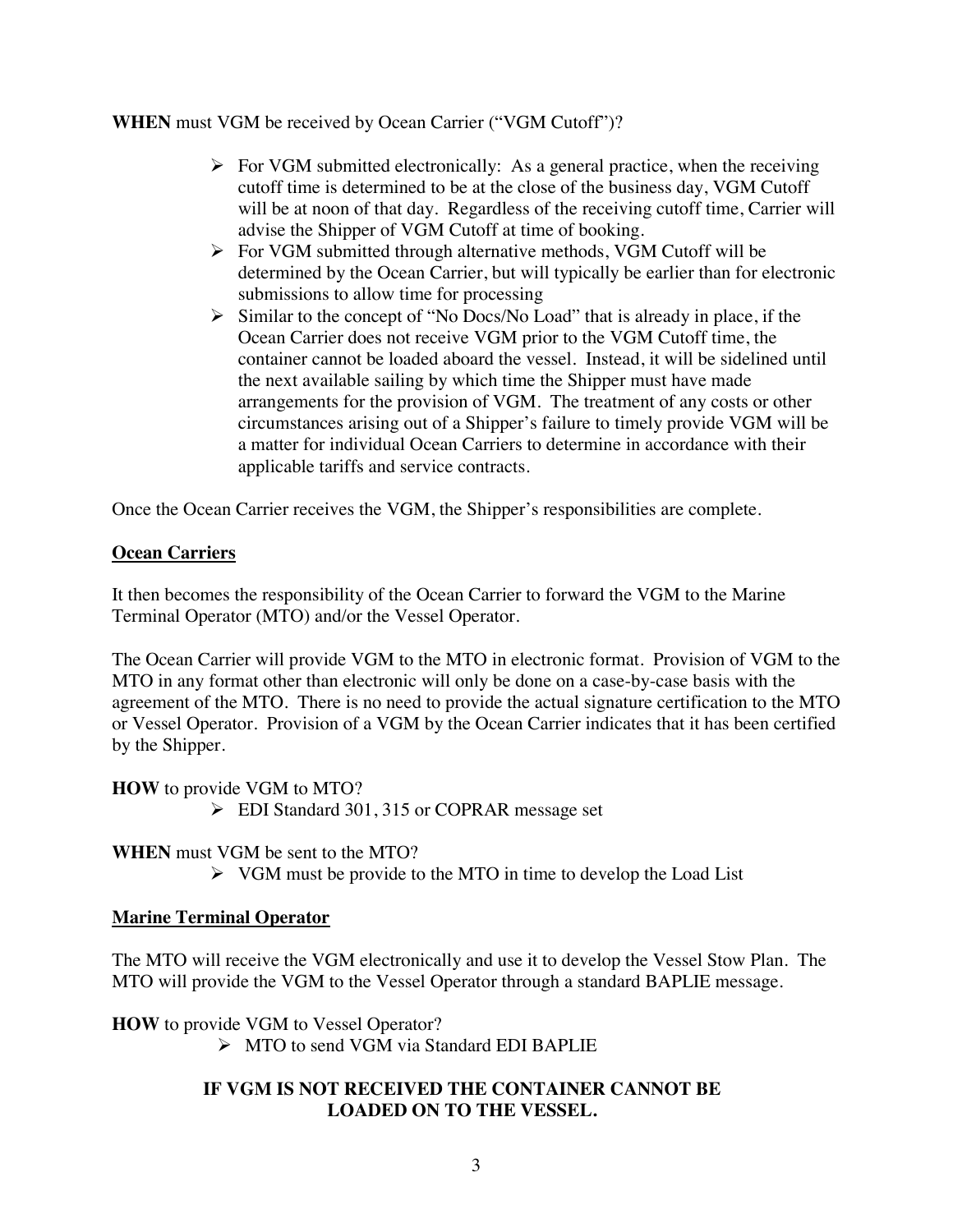**WHEN** must VGM be received by Ocean Carrier ("VGM Cutoff")?

- For VGM submitted electronically: As a general practice, when the receiving cutoff time is determined to be at the close of the business day, VGM Cutoff will be at noon of that day. Regardless of the receiving cutoff time, Carrier will advise the Shipper of VGM Cutoff at time of booking.
- For VGM submitted through alternative methods, VGM Cutoff will be determined by the Ocean Carrier, but will typically be earlier than for electronic submissions to allow time for processing
- Similar to the concept of "No Docs/No Load" that is already in place, if the Ocean Carrier does not receive VGM prior to the VGM Cutoff time, the container cannot be loaded aboard the vessel. Instead, it will be sidelined until the next available sailing by which time the Shipper must have made arrangements for the provision of VGM. The treatment of any costs or other circumstances arising out of a Shipper's failure to timely provide VGM will be a matter for individual Ocean Carriers to determine in accordance with their applicable tariffs and service contracts.

Once the Ocean Carrier receives the VGM, the Shipper's responsibilities are complete.

## Ocean Carriers

It then becomes the responsibility of the Ocean Carrier to forward the VGM to the Marine Terminal Operator (MTO) and/or the Vessel Operator.

The Ocean Carrier will provide VGM to the MTO in electronic format. Provision of VGM to the MTO in any format other than electronic will only be done on a case-by-case basis with the agreement of the MTO. There is no need to provide the actual signature certification to the MTO or Vessel Operator. Provision of a VGM by the Ocean Carrier indicates that it has been certified by the Shipper.

**HOW** to provide VGM to MTO?

- EDI Standard 301, 315 or COPRAR message set

**WHEN** must VGM be sent to the MTO?

- VGM must be provide to the MTO in time to develop the Load List

## Marine Terminal Operator

The MTO will receive the VGM electronically and use it to develop the Vessel Stow Plan. The MTO will provide the VGM to the Vessel Operator through a standard BAPLIE message.

**HOW** to provide VGM to Vessel Operator?

- MTO to send VGM via Standard EDI BAPLIE

**IF VGM IS NOT RECEIVED THE CONTAINER CANNOT BE LOADED ON TO THE VESSEL.**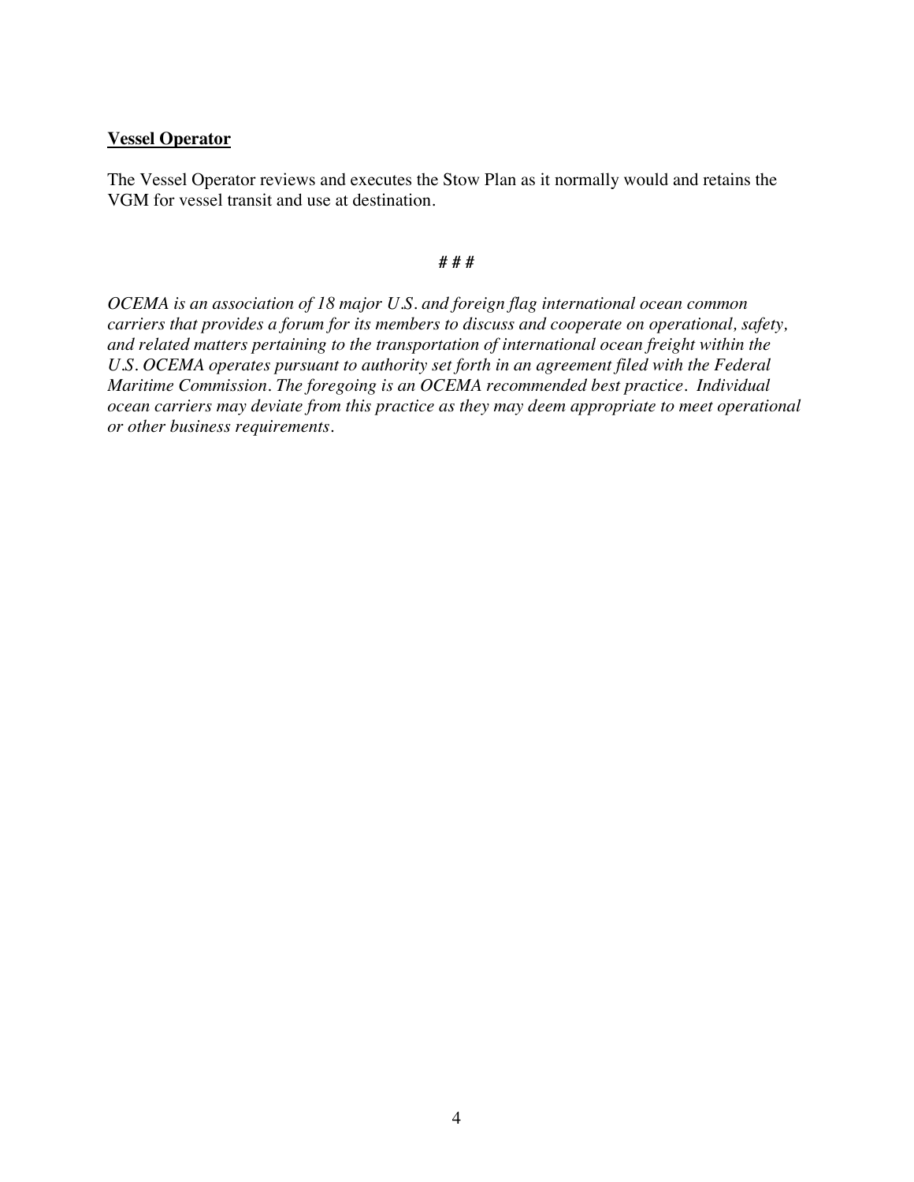**Vessel Operator**

The Vessel Operator reviews and executes the Stow Plan as it normally would and retains the VGM for vessel transit and use at destination.

# # #

*OCEMA is an association of 18 major U.S. and foreign flag international ocean common carriers that provides a forum for its members to discuss and cooperate on operational, safety, and related matters pertaining to the transportation of international ocean freight within the U.S. OCEMA operates pursuant to authority set forth in an agreement filed with the Federal Maritime Commission. The foregoing is an OCEMA recommended best practice. Individual ocean carriers may deviate from this practice as they may deem appropriate to meet operational or other business requirements.*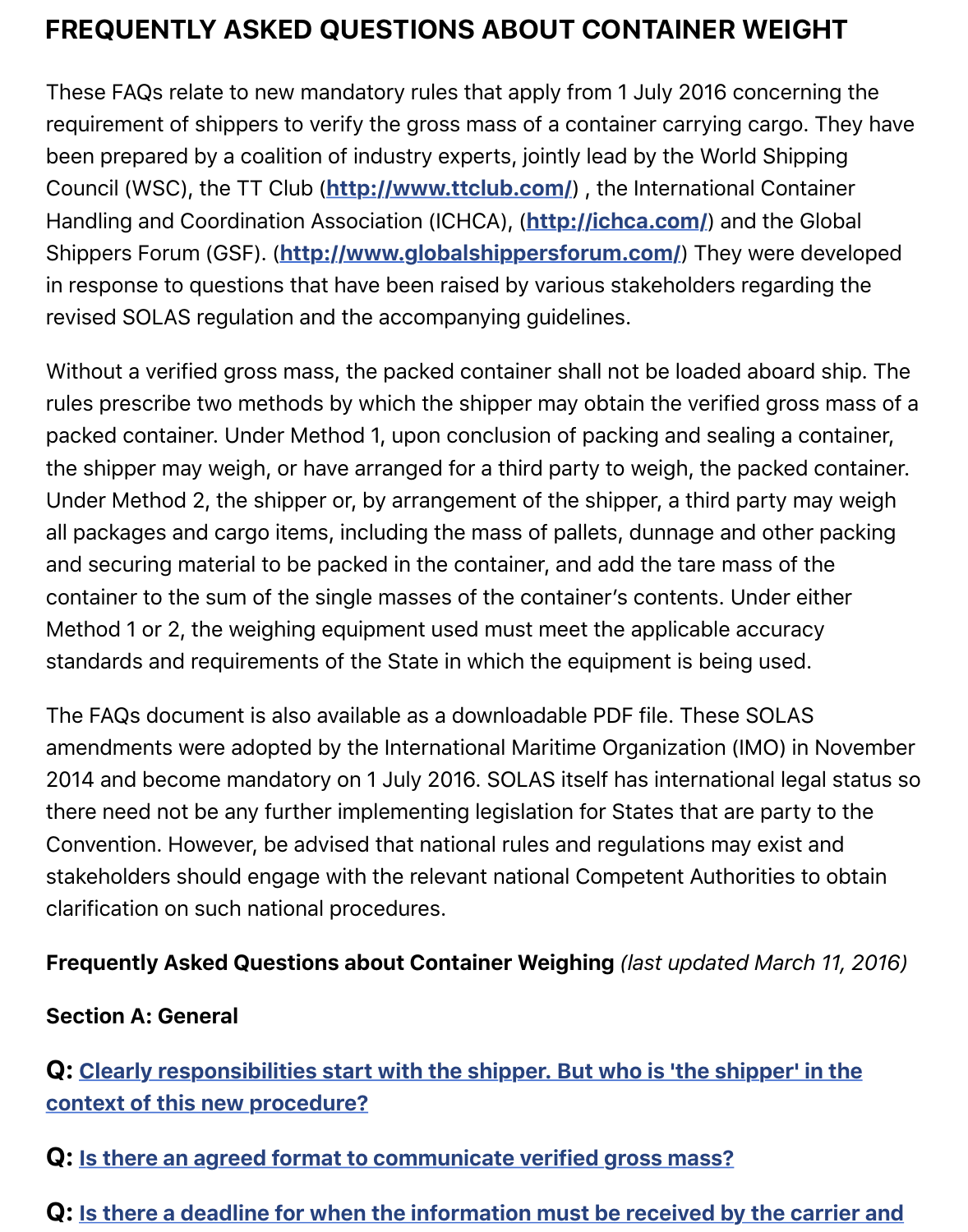## FREQUENTLY ASKED QUESTIONS ABOUT CONTAINER WEIGHT

These FAQs relate to new mandatory rules that apply from 1 July 2016 concerning the requirement of shippers to verify the gross mass of a container carrying cargo. They have been prepared by a coalition of industry experts, jointly lead by the World Shipping Council (WSC), the TT Club (**http://www.ttclub.com/**) , the International Container Handling and Coordination Association (ICHCA), (**http://ichca.com/**) and the Global Shippers Forum (GSF). (**http://www.globalshippersforum.com/**) They were developed in response to questions that have been raised by various stakeholders regarding the revised SOLAS regulation and the accompanying guidelines.

Without a verified gross mass, the packed container shall not be loaded aboard ship. The rules prescribe two methods by which the shipper may obtain the verified gross mass of a packed container. Under Method 1, upon conclusion of packing and sealing a container, the shipper may weigh, or have arranged for a third party to weigh, the packed container. Under Method 2, the shipper or, by arrangement of the shipper, a third party may weigh all packages and cargo items, including the mass of pallets, dunnage and other packing and securing material to be packed in the container, and add the tare mass of the container to the sum of the single masses of the container's contents. Under either Method 1 or 2, the weighing equipment used must meet the applicable accuracy standards and requirements of the State in which the equipment is being used.

The FAQs document is also available as a downloadable PDF file. These SOLAS amendments were adopted by the International Maritime Organization (IMO) in November 2014 and become mandatory on 1 July 2016. SOLAS itself has international legal status so there need not be any further implementing legislation for States that are party to the Convention. However, be advised that national rules and regulations may exist and stakeholders should engage with the relevant national Competent Authorities to obtain clarification on such national procedures.

**Frequently Asked Questions about Container Weighing** *(last updated March 11, 2016)*

**Section A: General**

**Q:** Clearly responsibilities start with the shipper. But who is 'the shipper' in the context of this new procedure?

**Q:** Is there an agreed format to communicate verified gross mass?

**Q:** Is there a deadline for when the information must be received by the carrier and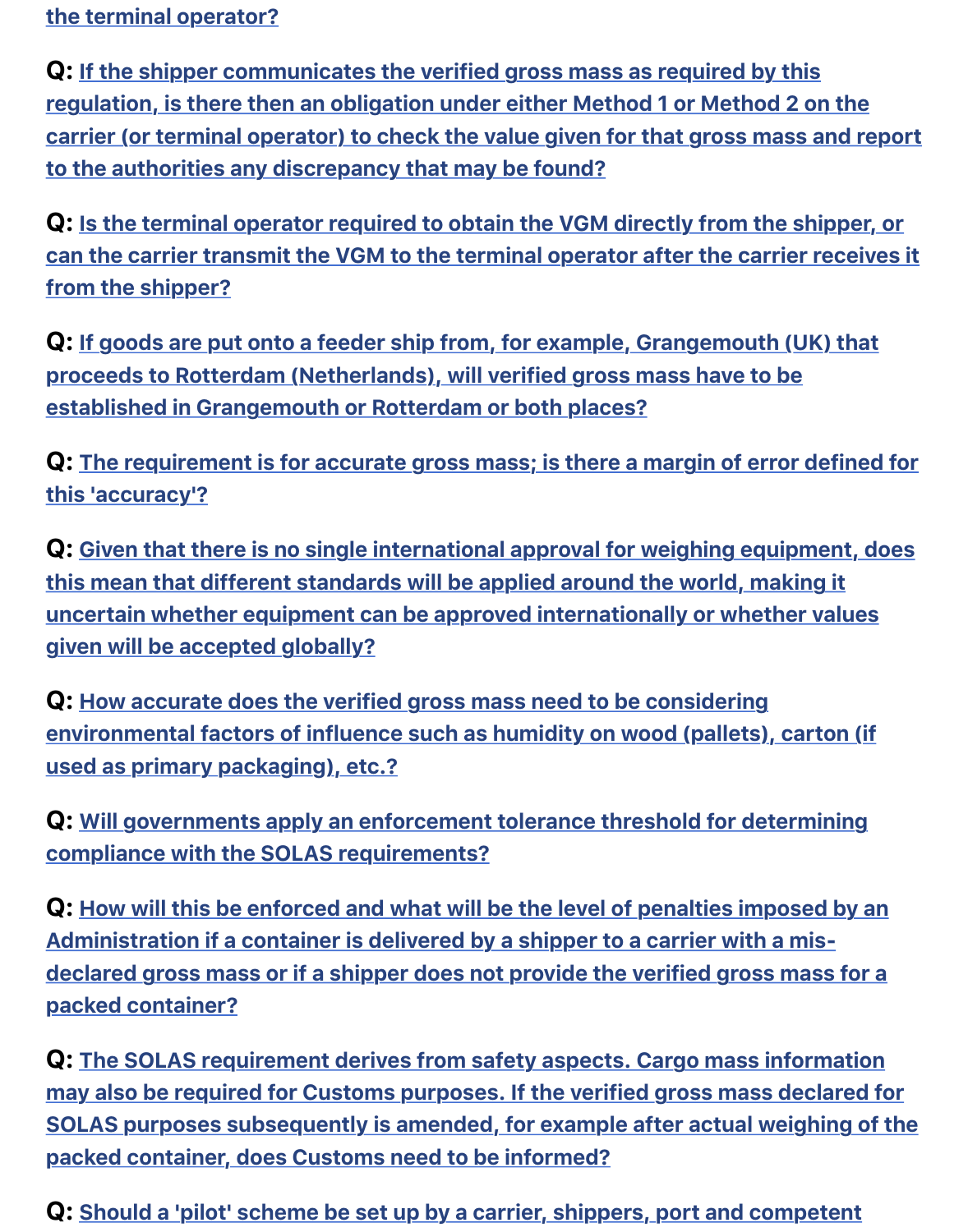the terminal operator?

**Q:** If the shipper communicates the verified gross mass as required by this regulation, is there then an obligation under either Method 1 or Method 2 on the carrier (or terminal operator) to check the value given for that gross mass and report to the authorities any discrepancy that may be found?

**Q:** Is the terminal operator required to obtain the VGM directly from the shipper, or can the carrier transmit the VGM to the terminal operator after the carrier receives it from the shipper?

**Q:** If goods are put onto a feeder ship from, for example, Grangemouth (UK) that proceeds to Rotterdam (Netherlands), will verified gross mass have to be established in Grangemouth or Rotterdam or both places?

**Q:** The requirement is for accurate gross mass; is there a margin of error defined for this 'accuracy'?

**Q:** Given that there is no single international approval for weighing equipment, does this mean that different standards will be applied around the world, making it uncertain whether equipment can be approved internationally or whether values given will be accepted globally?

**Q:** How accurate does the verified gross mass need to be considering environmental factors of influence such as humidity on wood (pallets), carton (if used as primary packaging), etc.?

**Q:** Will governments apply an enforcement tolerance threshold for determining compliance with the SOLAS requirements?

**Q:** How will this be enforced and what will be the level of penalties imposed by an Administration if a container is delivered by a shipper to a carrier with a mis-declared gross mass or if a shipper does not provide the verified gross mass for a packed container?

**Q:** The SOLAS requirement derives from safety aspects. Cargo mass information may also be required for Customs purposes. If the verified gross mass declared for SOLAS purposes subsequently is amended, for example after actual weighing of the packed container, does Customs need to be informed?

**Q:** Should a 'pilot' scheme be set up by a carrier, shippers, port and competent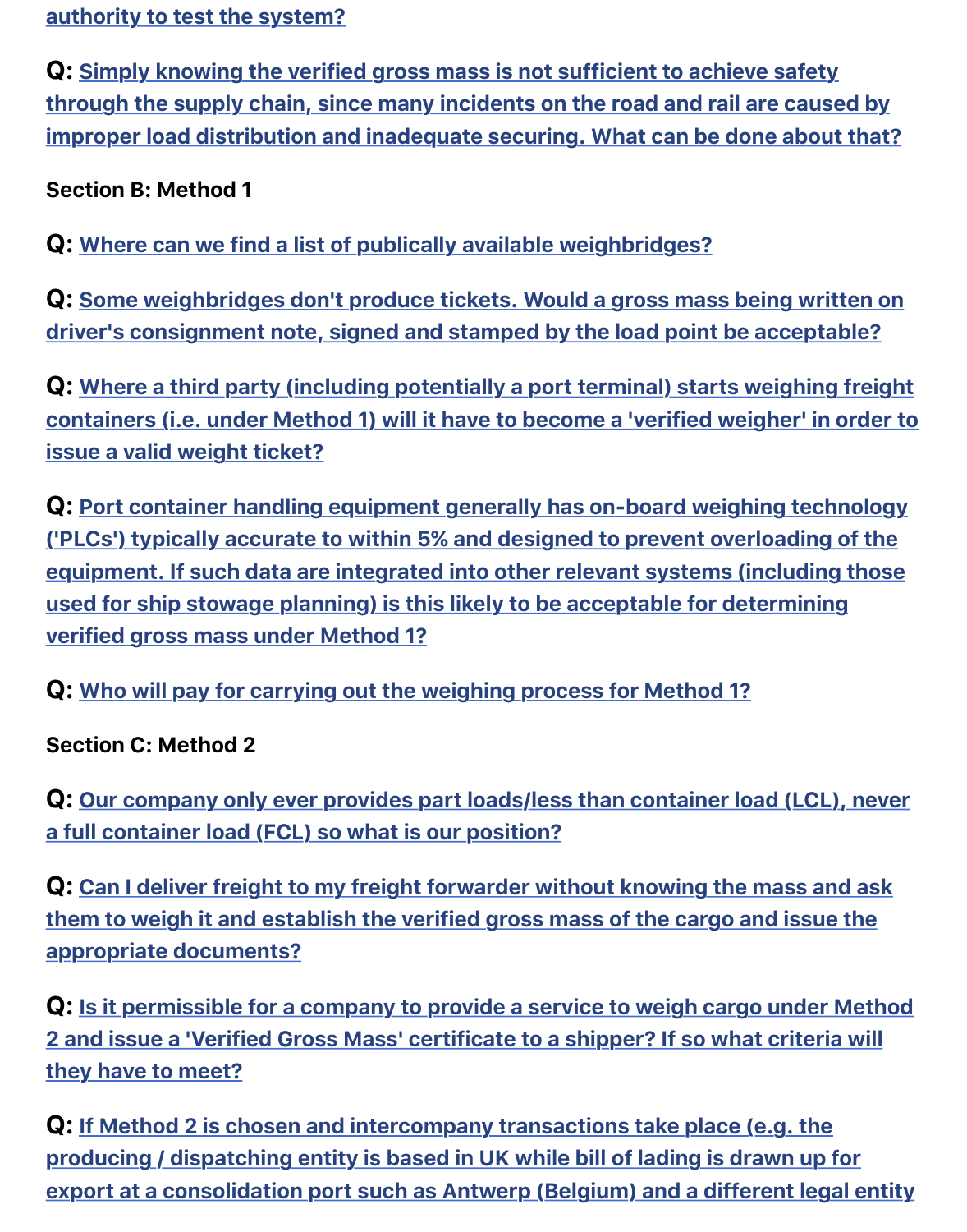authority to test the system?

**Q:** Simply knowing the verified gross mass is not sufficient to achieve safety through the supply chain, since many incidents on the road and rail are caused by improper load distribution and inadequate securing. What can be done about that?

**Section B: Method 1**

**Q:** Where can we find a list of publically available weighbridges?

**Q:** Some weighbridges don't produce tickets. Would a gross mass being written on driver's consignment note, signed and stamped by the load point be acceptable?

**Q:** Where a third party (including potentially a port terminal) starts weighing freight containers (i.e. under Method 1) will it have to become a 'verified weigher' in order to issue a valid weight ticket?

**Q:** Port container handling equipment generally has on-board weighing technology ('PLCs') typically accurate to within 5% and designed to prevent overloading of the equipment. If such data are integrated into other relevant systems (including those used for ship stowage planning) is this likely to be acceptable for determining verified gross mass under Method 1?

**Q:** Who will pay for carrying out the weighing process for Method 1?

**Section C: Method 2**

**Q:** Our company only ever provides part loads/less than container load (LCL), never a full container load (FCL) so what is our position?

**Q:** Can I deliver freight to my freight forwarder without knowing the mass and ask them to weigh it and establish the verified gross mass of the cargo and issue the appropriate documents?

**Q:** Is it permissible for a company to provide a service to weigh cargo under Method 2 and issue a 'Verified Gross Mass' certificate to a shipper? If so what criteria will they have to meet?

**Q:** If Method 2 is chosen and intercompany transactions take place (e.g. the producing / dispatching entity is based in UK while bill of lading is drawn up for export at a consolidation port such as Antwerp (Belgium) and a different legal entity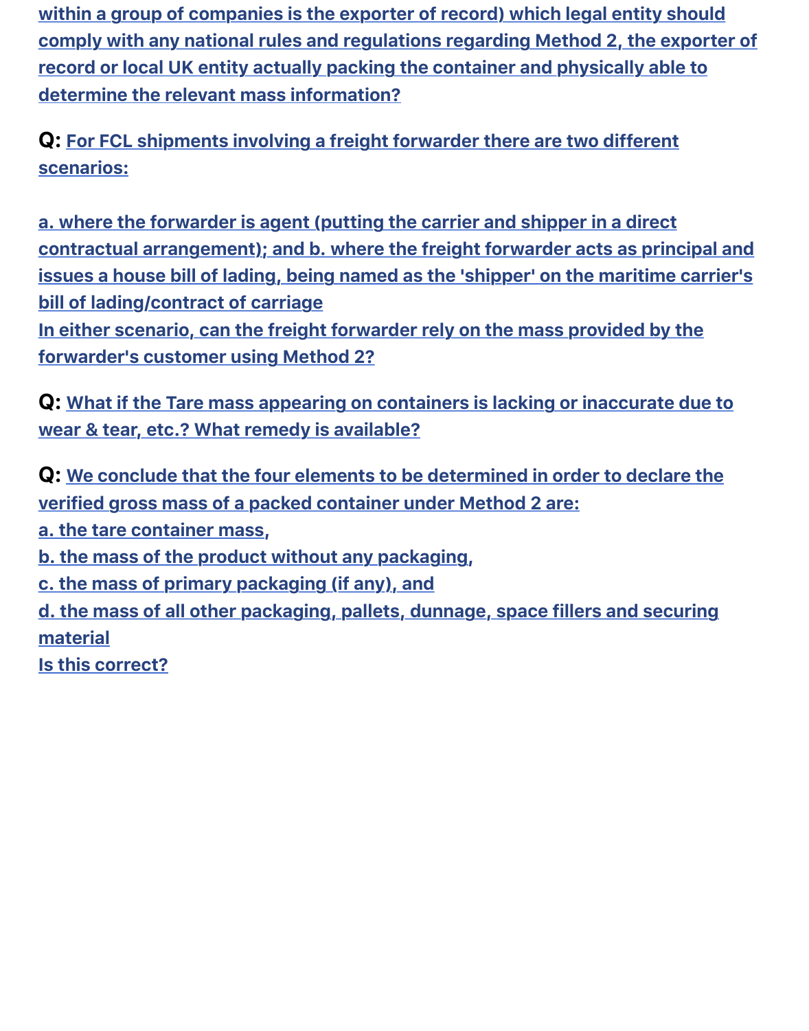within a group of companies is the exporter of record) which legal entity should comply with any national rules and regulations regarding Method 2, the exporter of record or local UK entity actually packing the container and physically able to determine the relevant mass information?

**Q:** For FCL shipments involving a freight forwarder there are two different scenarios:

a. where the forwarder is agent (putting the carrier and shipper in a direct contractual arrangement); and b. where the freight forwarder acts as principal and issues a house bill of lading, being named as the 'shipper' on the maritime carrier's bill of lading/contract of carriage
In either scenario, can the freight forwarder rely on the mass provided by the forwarder's customer using Method 2?

**Q:** What if the Tare mass appearing on containers is lacking or inaccurate due to wear & tear, etc.? What remedy is available?

**Q:** We conclude that the four elements to be determined in order to declare the verified gross mass of a packed container under Method 2 are:
a. the tare container mass,
b. the mass of the product without any packaging,
c. the mass of primary packaging (if any), and
d. the mass of all other packaging, pallets, dunnage, space fillers and securing material
Is this correct?